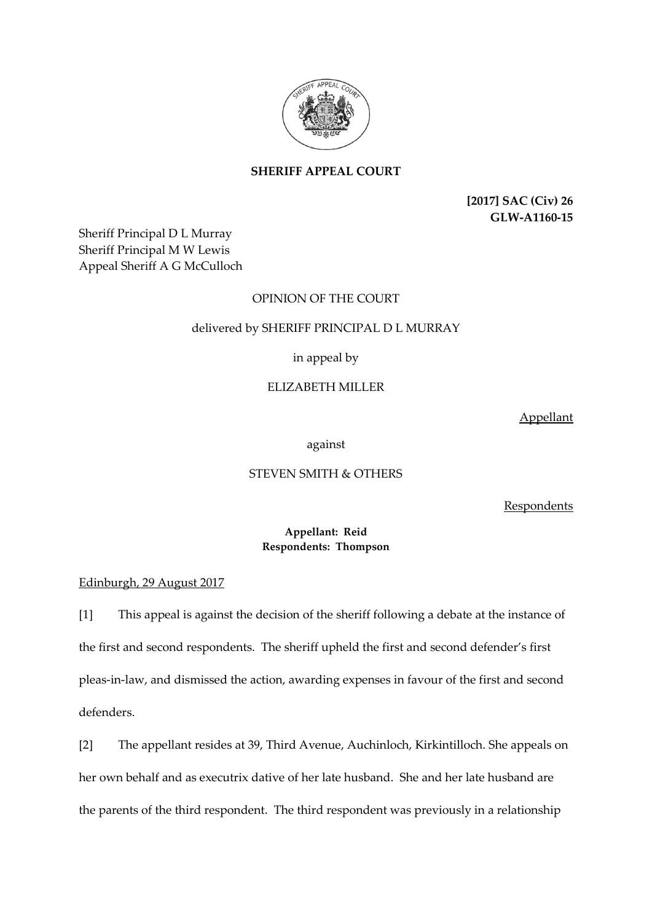**SHERIFF APPEAL COURT**

**[2017] SAC (Civ) 26**
**GLW-A1160-15**

Sheriff Principal D L Murray
Sheriff Principal M W Lewis
Appeal Sheriff A G McCulloch

OPINION OF THE COURT

delivered by SHERIFF PRINCIPAL D L MURRAY

in appeal by

ELIZABETH MILLER

Appellant

against

STEVEN SMITH & OTHERS

Respondents

**Appellant: Reid**
**Respondents: Thompson**

Edinburgh, 29 August 2017

[1] This appeal is against the decision of the sheriff following a debate at the instance of the first and second respondents. The sheriff upheld the first and second defender's first pleas-in-law, and dismissed the action, awarding expenses in favour of the first and second defenders.

[2] The appellant resides at 39, Third Avenue, Auchinloch, Kirkintilloch. She appeals on her own behalf and as executrix dative of her late husband. She and her late husband are the parents of the third respondent. The third respondent was previously in a relationship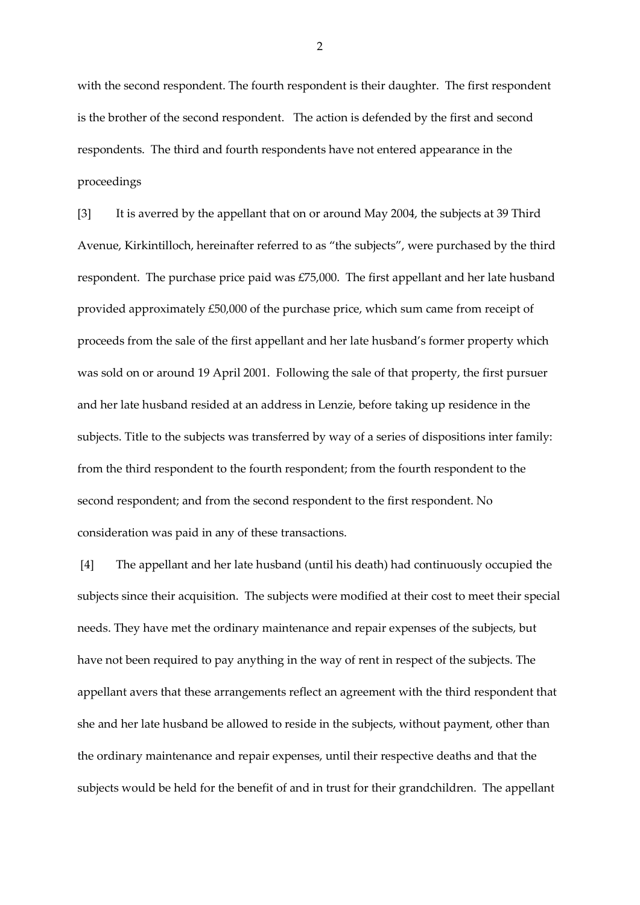with the second respondent. The fourth respondent is their daughter. The first respondent is the brother of the second respondent. The action is defended by the first and second respondents. The third and fourth respondents have not entered appearance in the proceedings

[3] It is averred by the appellant that on or around May 2004, the subjects at 39 Third Avenue, Kirkintilloch, hereinafter referred to as "the subjects", were purchased by the third respondent. The purchase price paid was £75,000. The first appellant and her late husband provided approximately £50,000 of the purchase price, which sum came from receipt of proceeds from the sale of the first appellant and her late husband's former property which was sold on or around 19 April 2001. Following the sale of that property, the first pursuer and her late husband resided at an address in Lenzie, before taking up residence in the subjects. Title to the subjects was transferred by way of a series of dispositions inter family: from the third respondent to the fourth respondent; from the fourth respondent to the second respondent; and from the second respondent to the first respondent. No consideration was paid in any of these transactions.

[4] The appellant and her late husband (until his death) had continuously occupied the subjects since their acquisition. The subjects were modified at their cost to meet their special needs. They have met the ordinary maintenance and repair expenses of the subjects, but have not been required to pay anything in the way of rent in respect of the subjects. The appellant avers that these arrangements reflect an agreement with the third respondent that she and her late husband be allowed to reside in the subjects, without payment, other than the ordinary maintenance and repair expenses, until their respective deaths and that the subjects would be held for the benefit of and in trust for their grandchildren. The appellant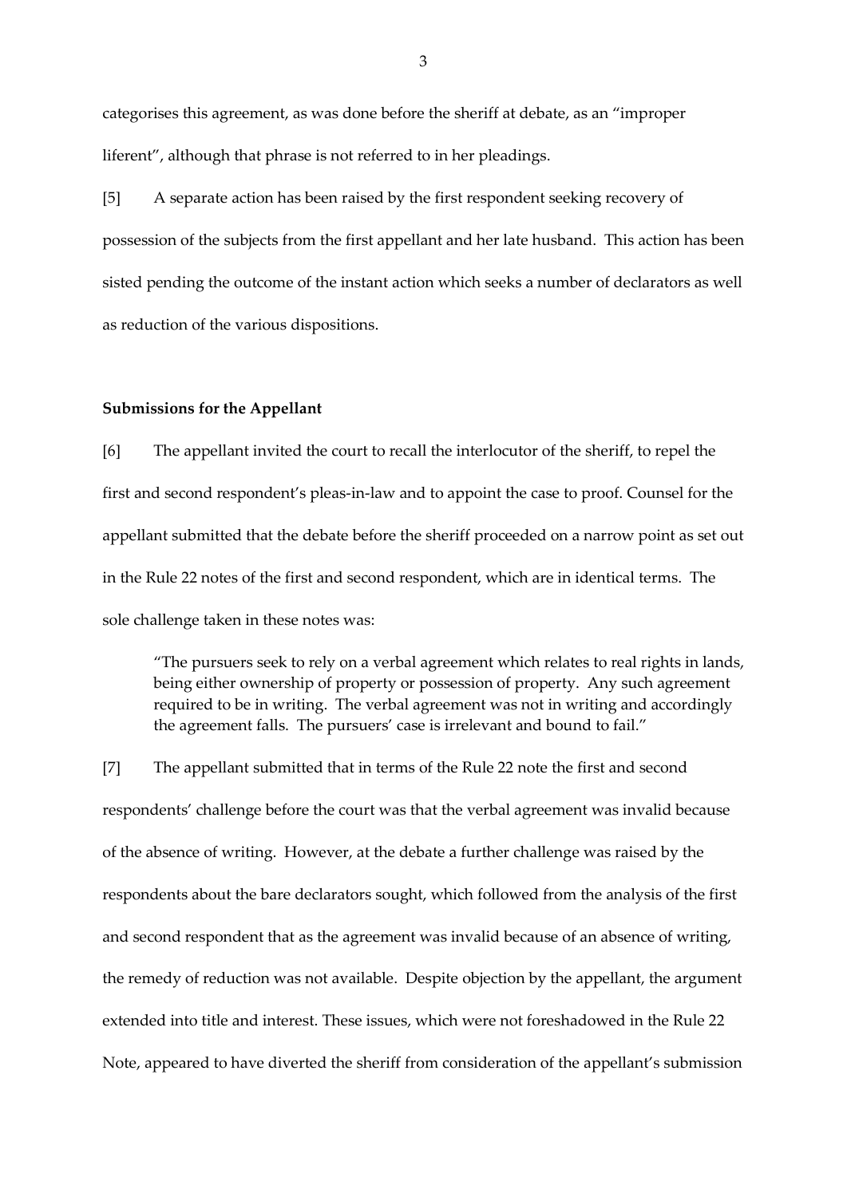categorises this agreement, as was done before the sheriff at debate, as an "improper liferent", although that phrase is not referred to in her pleadings.

[5] A separate action has been raised by the first respondent seeking recovery of possession of the subjects from the first appellant and her late husband. This action has been sisted pending the outcome of the instant action which seeks a number of declarators as well as reduction of the various dispositions.

**Submissions for the Appellant**

[6] The appellant invited the court to recall the interlocutor of the sheriff, to repel the first and second respondent's pleas-in-law and to appoint the case to proof. Counsel for the appellant submitted that the debate before the sheriff proceeded on a narrow point as set out in the Rule 22 notes of the first and second respondent, which are in identical terms. The sole challenge taken in these notes was:

> "The pursuers seek to rely on a verbal agreement which relates to real rights in lands, being either ownership of property or possession of property. Any such agreement required to be in writing. The verbal agreement was not in writing and accordingly the agreement falls. The pursuers' case is irrelevant and bound to fail."

[7] The appellant submitted that in terms of the Rule 22 note the first and second respondents' challenge before the court was that the verbal agreement was invalid because of the absence of writing. However, at the debate a further challenge was raised by the respondents about the bare declarators sought, which followed from the analysis of the first and second respondent that as the agreement was invalid because of an absence of writing, the remedy of reduction was not available. Despite objection by the appellant, the argument extended into title and interest. These issues, which were not foreshadowed in the Rule 22 Note, appeared to have diverted the sheriff from consideration of the appellant's submission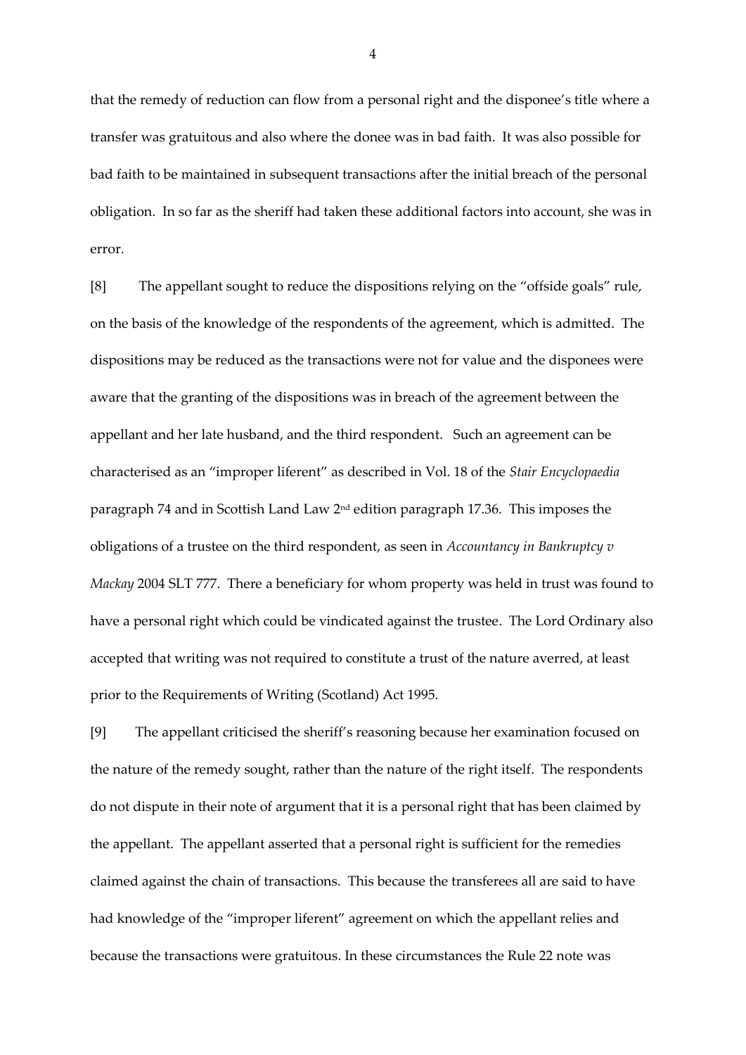that the remedy of reduction can flow from a personal right and the disponee's title where a transfer was gratuitous and also where the donee was in bad faith. It was also possible for bad faith to be maintained in subsequent transactions after the initial breach of the personal obligation. In so far as the sheriff had taken these additional factors into account, she was in error.

[8] The appellant sought to reduce the dispositions relying on the "offside goals" rule, on the basis of the knowledge of the respondents of the agreement, which is admitted. The dispositions may be reduced as the transactions were not for value and the disponees were aware that the granting of the dispositions was in breach of the agreement between the appellant and her late husband, and the third respondent. Such an agreement can be characterised as an "improper liferent" as described in Vol. 18 of the *Stair Encyclopaedia* paragraph 74 and in Scottish Land Law 2nd edition paragraph 17.36. This imposes the obligations of a trustee on the third respondent, as seen in *Accountancy in Bankruptcy v Mackay* 2004 SLT 777. There a beneficiary for whom property was held in trust was found to have a personal right which could be vindicated against the trustee. The Lord Ordinary also accepted that writing was not required to constitute a trust of the nature averred, at least prior to the Requirements of Writing (Scotland) Act 1995.

[9] The appellant criticised the sheriff's reasoning because her examination focused on the nature of the remedy sought, rather than the nature of the right itself. The respondents do not dispute in their note of argument that it is a personal right that has been claimed by the appellant. The appellant asserted that a personal right is sufficient for the remedies claimed against the chain of transactions. This because the transferees all are said to have had knowledge of the "improper liferent" agreement on which the appellant relies and because the transactions were gratuitous. In these circumstances the Rule 22 note was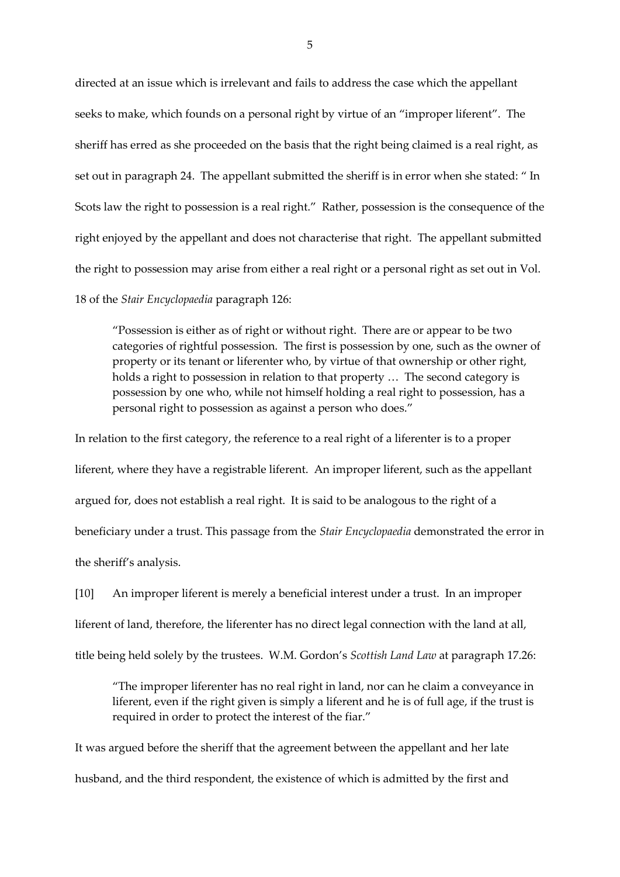directed at an issue which is irrelevant and fails to address the case which the appellant seeks to make, which founds on a personal right by virtue of an "improper liferent". The sheriff has erred as she proceeded on the basis that the right being claimed is a real right, as set out in paragraph 24. The appellant submitted the sheriff is in error when she stated: " In Scots law the right to possession is a real right." Rather, possession is the consequence of the right enjoyed by the appellant and does not characterise that right. The appellant submitted the right to possession may arise from either a real right or a personal right as set out in Vol. 18 of the *Stair Encyclopaedia* paragraph 126:

> "Possession is either as of right or without right. There are or appear to be two categories of rightful possession. The first is possession by one, such as the owner of property or its tenant or liferenter who, by virtue of that ownership or other right, holds a right to possession in relation to that property … The second category is possession by one who, while not himself holding a real right to possession, has a personal right to possession as against a person who does."

In relation to the first category, the reference to a real right of a liferenter is to a proper liferent, where they have a registrable liferent. An improper liferent, such as the appellant argued for, does not establish a real right. It is said to be analogous to the right of a beneficiary under a trust. This passage from the *Stair Encyclopaedia* demonstrated the error in the sheriff's analysis.

[10] An improper liferent is merely a beneficial interest under a trust. In an improper liferent of land, therefore, the liferenter has no direct legal connection with the land at all, title being held solely by the trustees. W.M. Gordon's *Scottish Land Law* at paragraph 17.26:

> "The improper liferenter has no real right in land, nor can he claim a conveyance in liferent, even if the right given is simply a liferent and he is of full age, if the trust is required in order to protect the interest of the fiar."

It was argued before the sheriff that the agreement between the appellant and her late husband, and the third respondent, the existence of which is admitted by the first and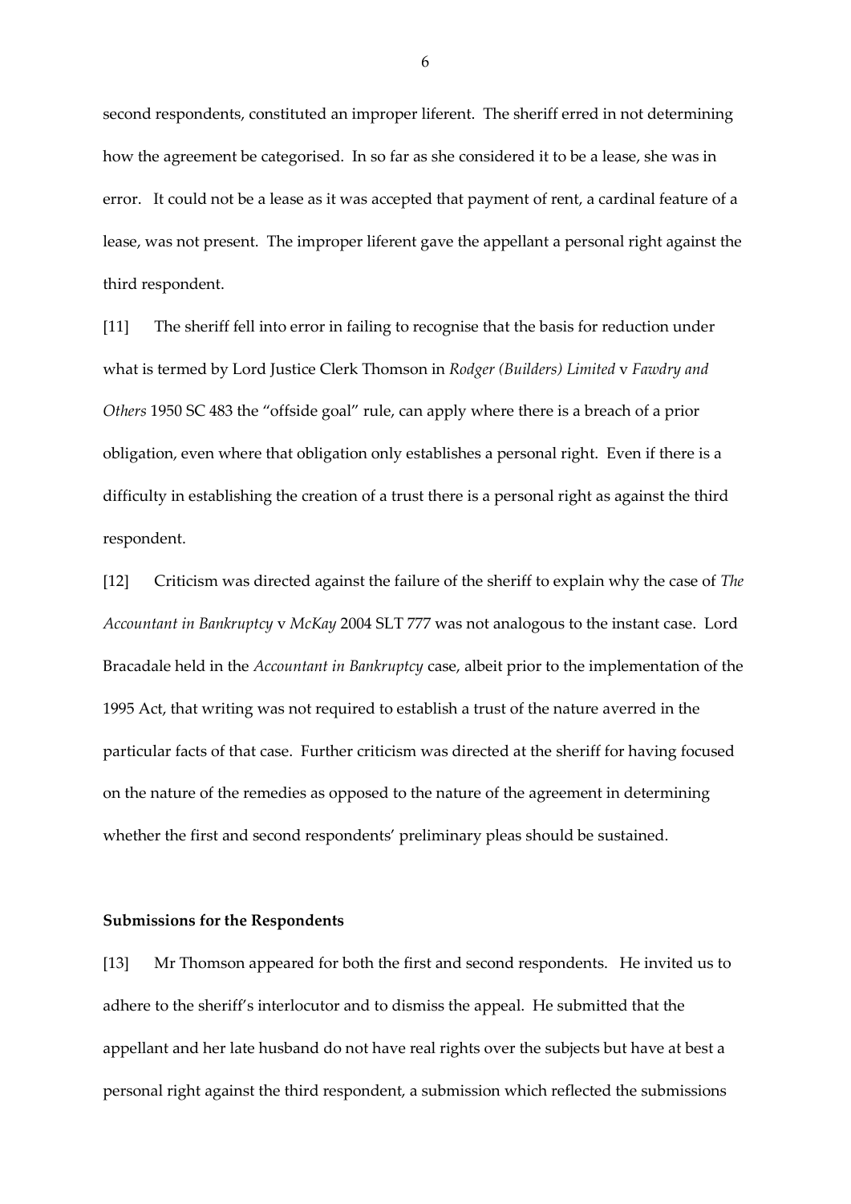second respondents, constituted an improper liferent. The sheriff erred in not determining how the agreement be categorised. In so far as she considered it to be a lease, she was in error. It could not be a lease as it was accepted that payment of rent, a cardinal feature of a lease, was not present. The improper liferent gave the appellant a personal right against the third respondent.

[11] The sheriff fell into error in failing to recognise that the basis for reduction under what is termed by Lord Justice Clerk Thomson in *Rodger (Builders) Limited* v *Fawdry and Others* 1950 SC 483 the "offside goal" rule, can apply where there is a breach of a prior obligation, even where that obligation only establishes a personal right. Even if there is a difficulty in establishing the creation of a trust there is a personal right as against the third respondent.

[12] Criticism was directed against the failure of the sheriff to explain why the case of *The Accountant in Bankruptcy* v *McKay* 2004 SLT 777 was not analogous to the instant case. Lord Bracadale held in the *Accountant in Bankruptcy* case, albeit prior to the implementation of the 1995 Act, that writing was not required to establish a trust of the nature averred in the particular facts of that case. Further criticism was directed at the sheriff for having focused on the nature of the remedies as opposed to the nature of the agreement in determining whether the first and second respondents' preliminary pleas should be sustained.

**Submissions for the Respondents**

[13] Mr Thomson appeared for both the first and second respondents. He invited us to adhere to the sheriff's interlocutor and to dismiss the appeal. He submitted that the appellant and her late husband do not have real rights over the subjects but have at best a personal right against the third respondent, a submission which reflected the submissions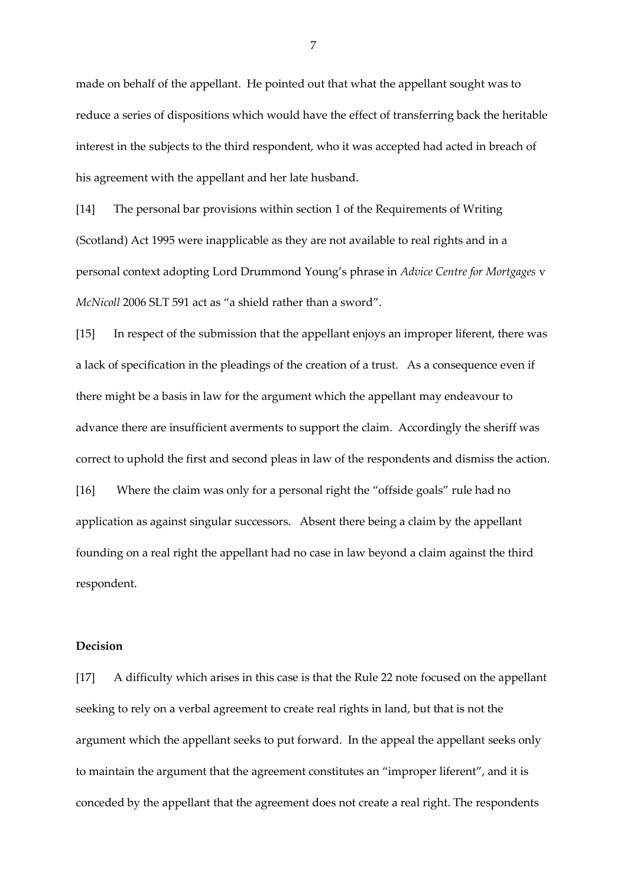made on behalf of the appellant. He pointed out that what the appellant sought was to reduce a series of dispositions which would have the effect of transferring back the heritable interest in the subjects to the third respondent, who it was accepted had acted in breach of his agreement with the appellant and her late husband.

[14] The personal bar provisions within section 1 of the Requirements of Writing (Scotland) Act 1995 were inapplicable as they are not available to real rights and in a personal context adopting Lord Drummond Young's phrase in *Advice Centre for Mortgages* v *McNicoll* 2006 SLT 591 act as "a shield rather than a sword".

[15] In respect of the submission that the appellant enjoys an improper liferent, there was a lack of specification in the pleadings of the creation of a trust. As a consequence even if there might be a basis in law for the argument which the appellant may endeavour to advance there are insufficient averments to support the claim. Accordingly the sheriff was correct to uphold the first and second pleas in law of the respondents and dismiss the action.

[16] Where the claim was only for a personal right the "offside goals" rule had no application as against singular successors. Absent there being a claim by the appellant founding on a real right the appellant had no case in law beyond a claim against the third respondent.

**Decision**

[17] A difficulty which arises in this case is that the Rule 22 note focused on the appellant seeking to rely on a verbal agreement to create real rights in land, but that is not the argument which the appellant seeks to put forward. In the appeal the appellant seeks only to maintain the argument that the agreement constitutes an "improper liferent", and it is conceded by the appellant that the agreement does not create a real right. The respondents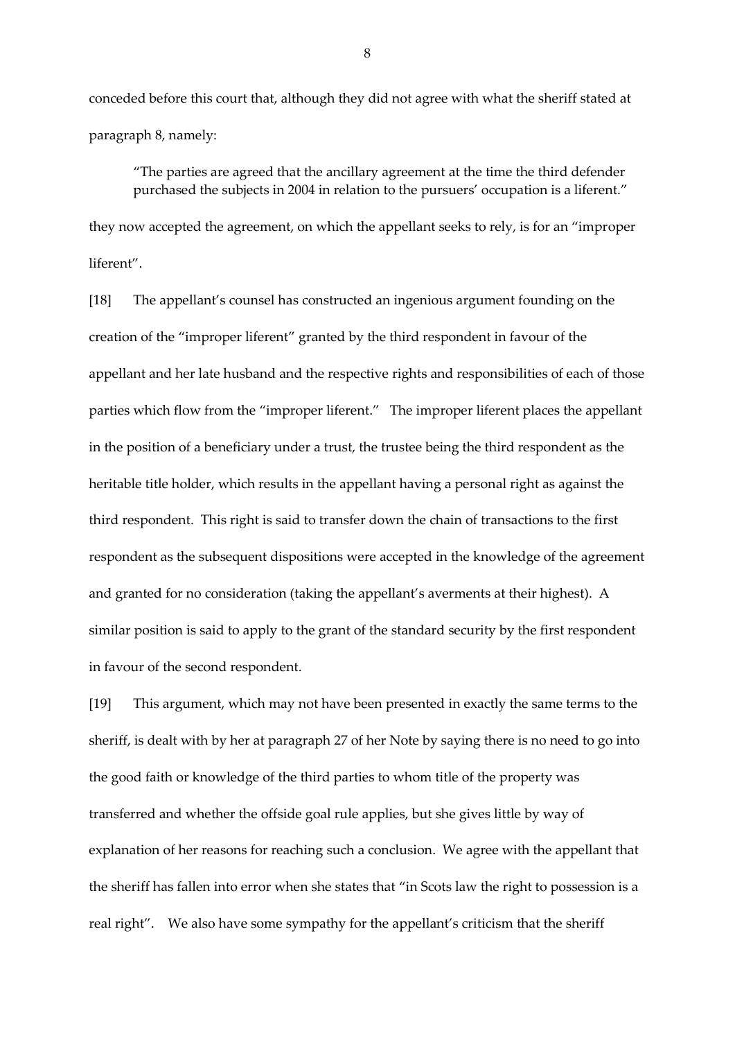conceded before this court that, although they did not agree with what the sheriff stated at paragraph 8, namely:

> "The parties are agreed that the ancillary agreement at the time the third defender purchased the subjects in 2004 in relation to the pursuers' occupation is a liferent."

they now accepted the agreement, on which the appellant seeks to rely, is for an "improper liferent".

[18] The appellant's counsel has constructed an ingenious argument founding on the creation of the "improper liferent" granted by the third respondent in favour of the appellant and her late husband and the respective rights and responsibilities of each of those parties which flow from the "improper liferent." The improper liferent places the appellant in the position of a beneficiary under a trust, the trustee being the third respondent as the heritable title holder, which results in the appellant having a personal right as against the third respondent. This right is said to transfer down the chain of transactions to the first respondent as the subsequent dispositions were accepted in the knowledge of the agreement and granted for no consideration (taking the appellant's averments at their highest). A similar position is said to apply to the grant of the standard security by the first respondent in favour of the second respondent.

[19] This argument, which may not have been presented in exactly the same terms to the sheriff, is dealt with by her at paragraph 27 of her Note by saying there is no need to go into the good faith or knowledge of the third parties to whom title of the property was transferred and whether the offside goal rule applies, but she gives little by way of explanation of her reasons for reaching such a conclusion. We agree with the appellant that the sheriff has fallen into error when she states that "in Scots law the right to possession is a real right". We also have some sympathy for the appellant's criticism that the sheriff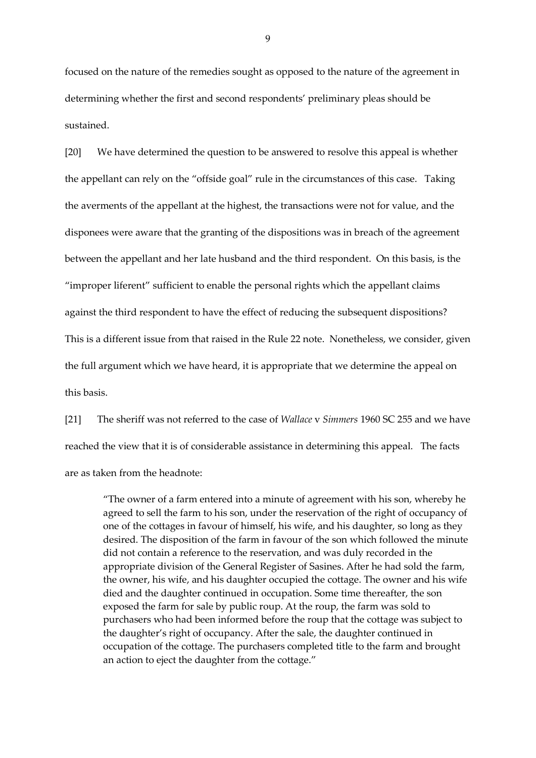focused on the nature of the remedies sought as opposed to the nature of the agreement in determining whether the first and second respondents' preliminary pleas should be sustained.

[20] We have determined the question to be answered to resolve this appeal is whether the appellant can rely on the "offside goal" rule in the circumstances of this case. Taking the averments of the appellant at the highest, the transactions were not for value, and the disponees were aware that the granting of the dispositions was in breach of the agreement between the appellant and her late husband and the third respondent. On this basis, is the "improper liferent" sufficient to enable the personal rights which the appellant claims against the third respondent to have the effect of reducing the subsequent dispositions? This is a different issue from that raised in the Rule 22 note. Nonetheless, we consider, given the full argument which we have heard, it is appropriate that we determine the appeal on this basis.

[21] The sheriff was not referred to the case of *Wallace* v *Simmers* 1960 SC 255 and we have reached the view that it is of considerable assistance in determining this appeal. The facts are as taken from the headnote:

> "The owner of a farm entered into a minute of agreement with his son, whereby he agreed to sell the farm to his son, under the reservation of the right of occupancy of one of the cottages in favour of himself, his wife, and his daughter, so long as they desired. The disposition of the farm in favour of the son which followed the minute did not contain a reference to the reservation, and was duly recorded in the appropriate division of the General Register of Sasines. After he had sold the farm, the owner, his wife, and his daughter occupied the cottage. The owner and his wife died and the daughter continued in occupation. Some time thereafter, the son exposed the farm for sale by public roup. At the roup, the farm was sold to purchasers who had been informed before the roup that the cottage was subject to the daughter's right of occupancy. After the sale, the daughter continued in occupation of the cottage. The purchasers completed title to the farm and brought an action to eject the daughter from the cottage."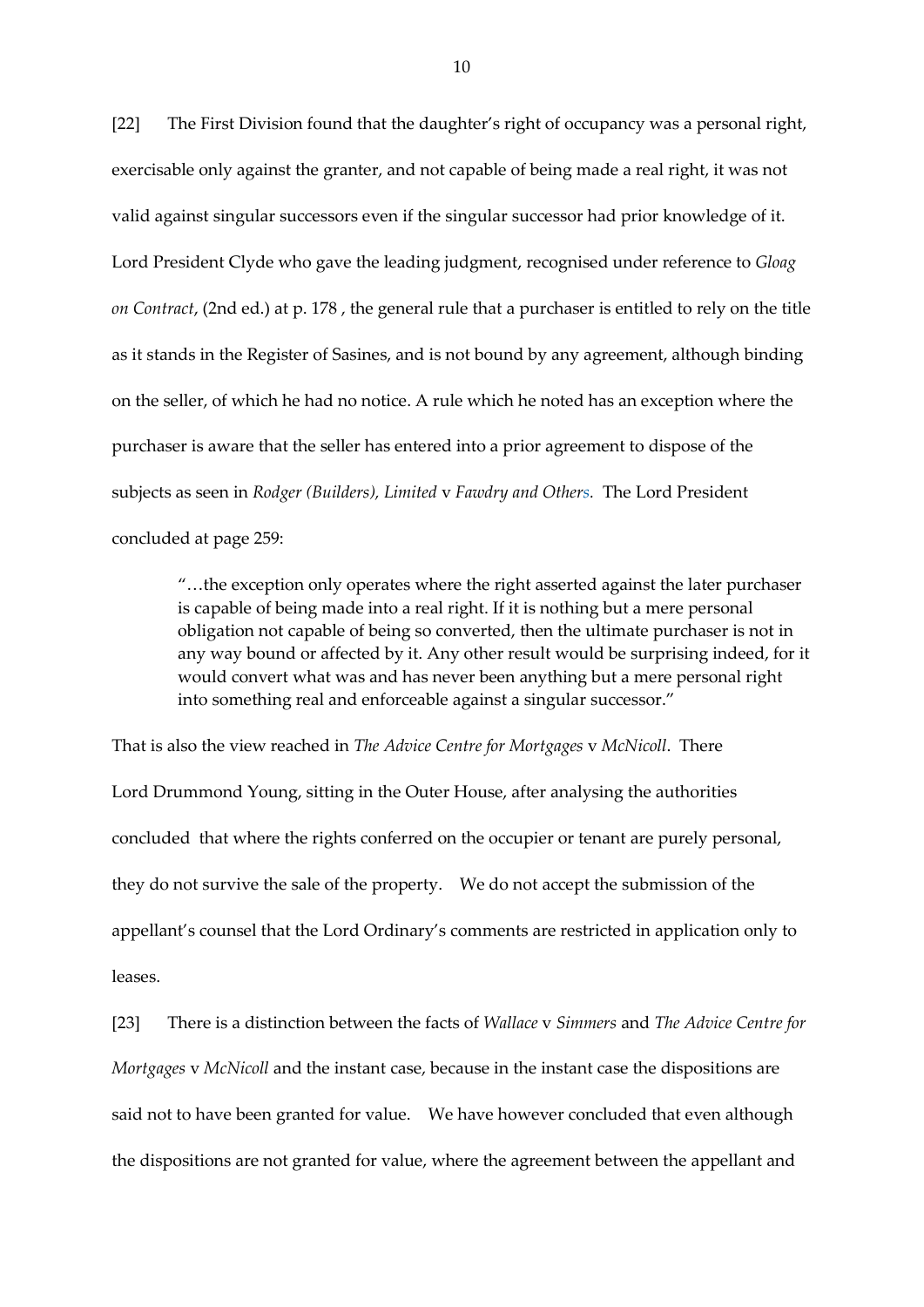[22] The First Division found that the daughter's right of occupancy was a personal right, exercisable only against the granter, and not capable of being made a real right, it was not valid against singular successors even if the singular successor had prior knowledge of it. Lord President Clyde who gave the leading judgment, recognised under reference to *Gloag on Contract*, (2nd ed.) at p. 178 , the general rule that a purchaser is entitled to rely on the title as it stands in the Register of Sasines, and is not bound by any agreement, although binding on the seller, of which he had no notice. A rule which he noted has an exception where the purchaser is aware that the seller has entered into a prior agreement to dispose of the subjects as seen in *Rodger (Builders), Limited* v *Fawdry and Others*. The Lord President concluded at page 259:

> "…the exception only operates where the right asserted against the later purchaser is capable of being made into a real right. If it is nothing but a mere personal obligation not capable of being so converted, then the ultimate purchaser is not in any way bound or affected by it. Any other result would be surprising indeed, for it would convert what was and has never been anything but a mere personal right into something real and enforceable against a singular successor."

That is also the view reached in *The Advice Centre for Mortgages* v *McNicoll*. There Lord Drummond Young, sitting in the Outer House, after analysing the authorities concluded that where the rights conferred on the occupier or tenant are purely personal, they do not survive the sale of the property. We do not accept the submission of the appellant's counsel that the Lord Ordinary's comments are restricted in application only to leases.

[23] There is a distinction between the facts of *Wallace* v *Simmers* and *The Advice Centre for Mortgages* v *McNicoll* and the instant case, because in the instant case the dispositions are said not to have been granted for value. We have however concluded that even although the dispositions are not granted for value, where the agreement between the appellant and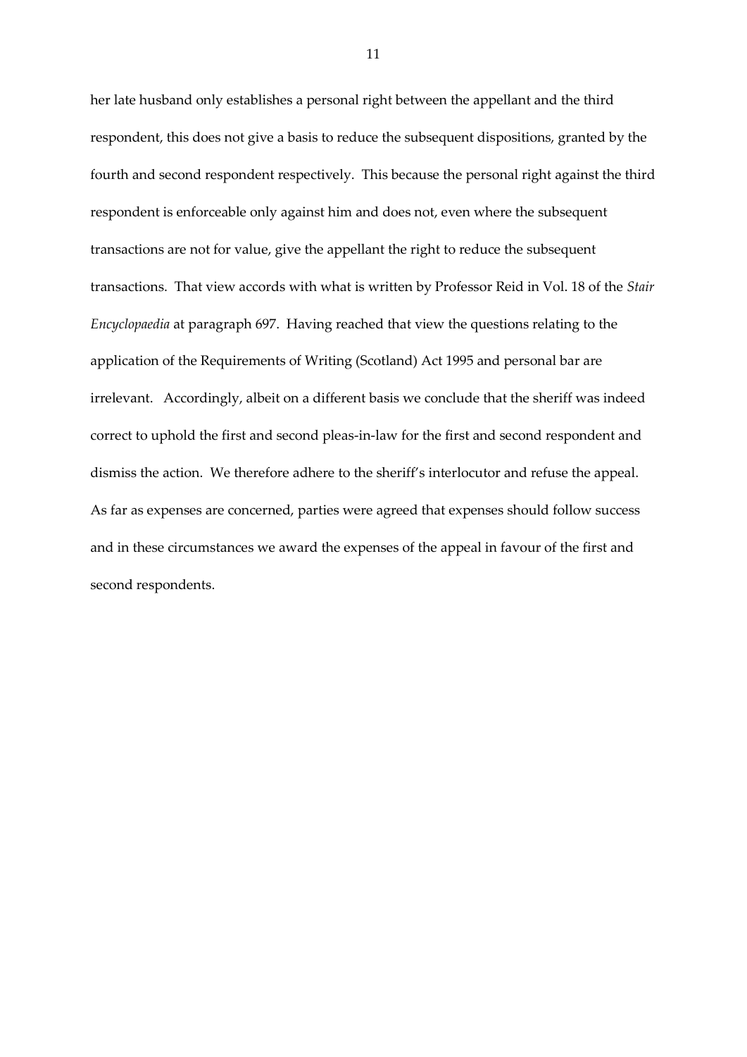her late husband only establishes a personal right between the appellant and the third respondent, this does not give a basis to reduce the subsequent dispositions, granted by the fourth and second respondent respectively. This because the personal right against the third respondent is enforceable only against him and does not, even where the subsequent transactions are not for value, give the appellant the right to reduce the subsequent transactions. That view accords with what is written by Professor Reid in Vol. 18 of the *Stair Encyclopaedia* at paragraph 697. Having reached that view the questions relating to the application of the Requirements of Writing (Scotland) Act 1995 and personal bar are irrelevant. Accordingly, albeit on a different basis we conclude that the sheriff was indeed correct to uphold the first and second pleas-in-law for the first and second respondent and dismiss the action. We therefore adhere to the sheriff's interlocutor and refuse the appeal. As far as expenses are concerned, parties were agreed that expenses should follow success and in these circumstances we award the expenses of the appeal in favour of the first and second respondents.